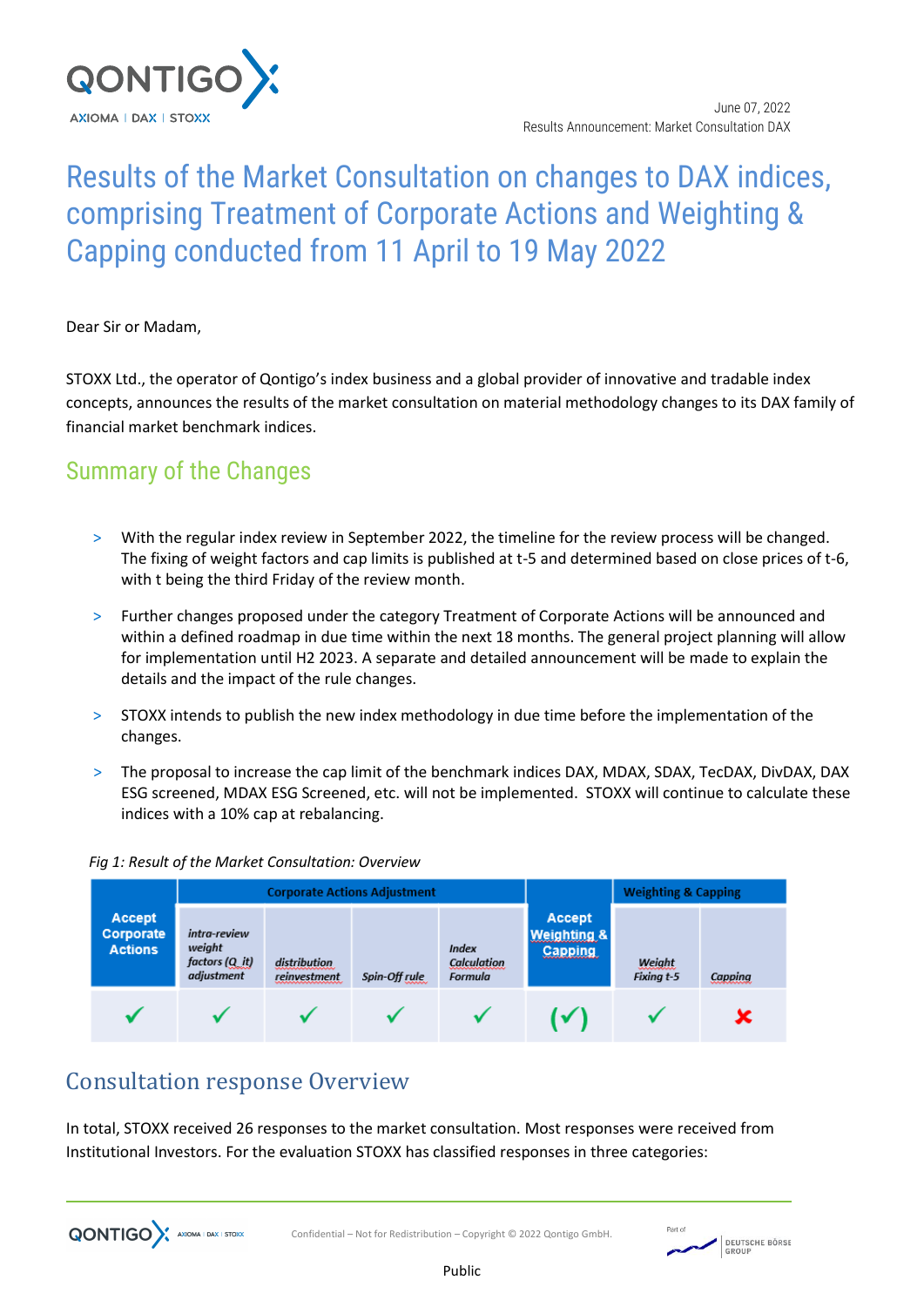June 07, 2022
Results Announcement: Market Consultation DAX

# Results of the Market Consultation on changes to DAX indices, comprising Treatment of Corporate Actions and Weighting & Capping conducted from 11 April to 19 May 2022

Dear Sir or Madam,

STOXX Ltd., the operator of Qontigo's index business and a global provider of innovative and tradable index concepts, announces the results of the market consultation on material methodology changes to its DAX family of financial market benchmark indices.

## Summary of the Changes

- With the regular index review in September 2022, the timeline for the review process will be changed. The fixing of weight factors and cap limits is published at t-5 and determined based on close prices of t-6, with t being the third Friday of the review month.
- Further changes proposed under the category Treatment of Corporate Actions will be announced and within a defined roadmap in due time within the next 18 months. The general project planning will allow for implementation until H2 2023. A separate and detailed announcement will be made to explain the details and the impact of the rule changes.
- STOXX intends to publish the new index methodology in due time before the implementation of the changes.
- The proposal to increase the cap limit of the benchmark indices DAX, MDAX, SDAX, TecDAX, DivDAX, DAX ESG screened, MDAX ESG Screened, etc. will not be implemented. STOXX will continue to calculate these indices with a 10% cap at rebalancing.

*Fig 1: Result of the Market Consultation: Overview*

| Accept Corporate Actions | Corporate Actions Adjustment | | | | Accept Weighting & Capping | Weighting & Capping | |
|---|---|---|---|---|---|---|---|
| | *intra-review weight factors (Q_it) adjustment* | *distribution reinvestment* | *Spin-Off rule* | *Index Calculation Formula* | | *Weight Fixing t-5* | *Capping* |
| ✓ | ✓ | ✓ | ✓ | ✓ | (✓) | ✓ | ✗ |

## Consultation response Overview

In total, STOXX received 26 responses to the market consultation. Most responses were received from Institutional Investors. For the evaluation STOXX has classified responses in three categories: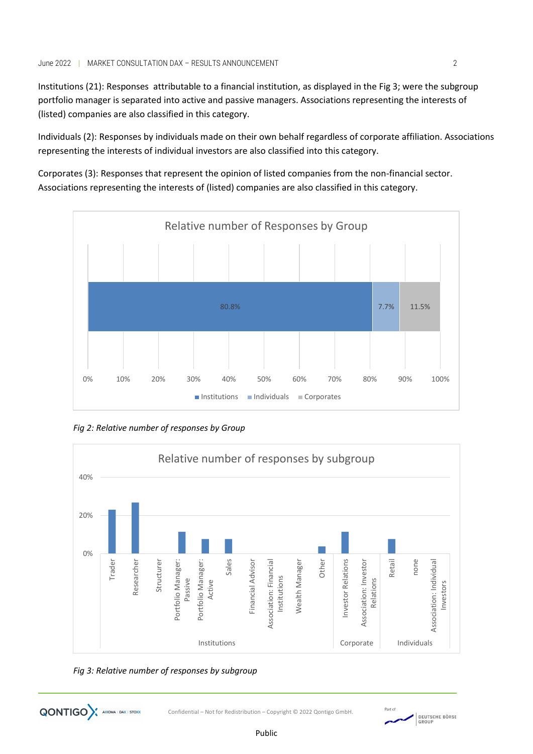Institutions (21): Responses  attributable to a financial institution, as displayed in the Fig 3; were the subgroup portfolio manager is separated into active and passive managers. Associations representing the interests of (listed) companies are also classified in this category.

Individuals (2): Responses by individuals made on their own behalf regardless of corporate affiliation. Associations representing the interests of individual investors are also classified into this category.

Corporates (3): Responses that represent the opinion of listed companies from the non-financial sector. Associations representing the interests of (listed) companies are also classified in this category.

*Fig 2: Relative number of responses by Group*

*Fig 3: Relative number of responses by subgroup*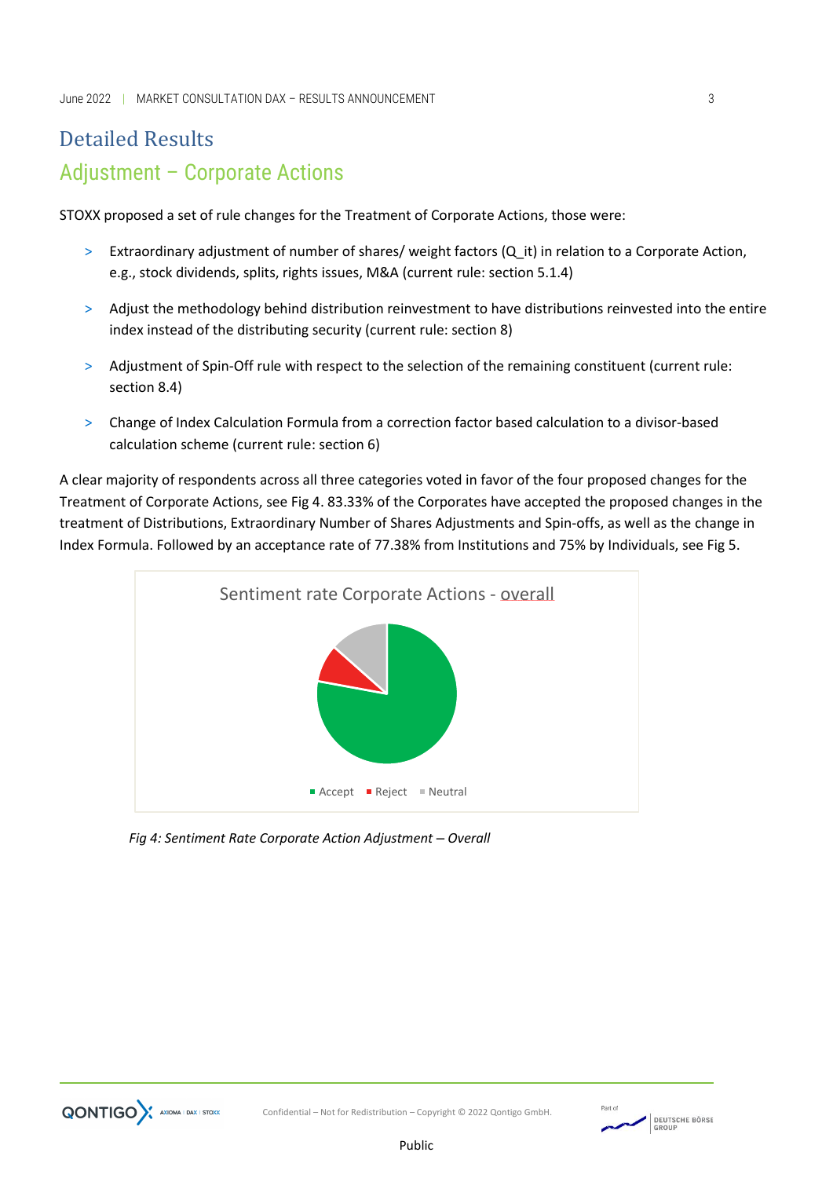# Detailed Results

## Adjustment – Corporate Actions

STOXX proposed a set of rule changes for the Treatment of Corporate Actions, those were:

> Extraordinary adjustment of number of shares/ weight factors (Q_it) in relation to a Corporate Action, e.g., stock dividends, splits, rights issues, M&A (current rule: section 5.1.4)

> Adjust the methodology behind distribution reinvestment to have distributions reinvested into the entire index instead of the distributing security (current rule: section 8)

> Adjustment of Spin-Off rule with respect to the selection of the remaining constituent (current rule: section 8.4)

> Change of Index Calculation Formula from a correction factor based calculation to a divisor-based calculation scheme (current rule: section 6)

A clear majority of respondents across all three categories voted in favor of the four proposed changes for the Treatment of Corporate Actions, see Fig 4. 83.33% of the Corporates have accepted the proposed changes in the treatment of Distributions, Extraordinary Number of Shares Adjustments and Spin-offs, as well as the change in Index Formula. Followed by an acceptance rate of 77.38% from Institutions and 75% by Individuals, see Fig 5.

Sentiment rate Corporate Actions - overall

Accept | Reject | Neutral

*Fig 4: Sentiment Rate Corporate Action Adjustment – Overall*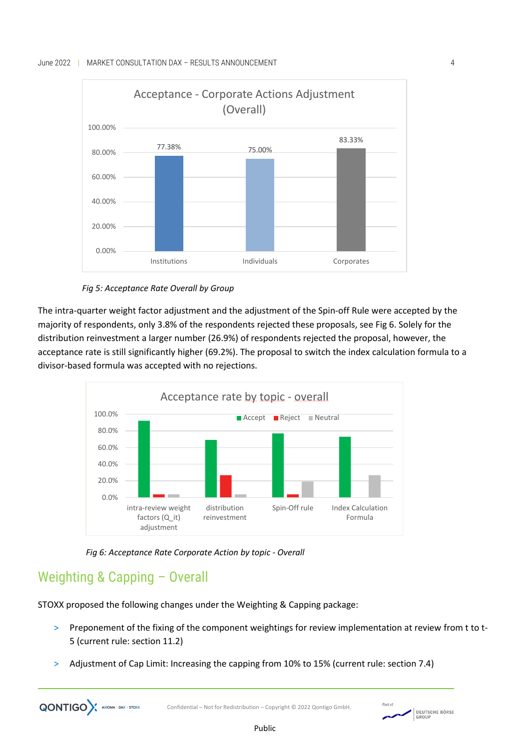Fig 5: Acceptance Rate Overall by Group

The intra-quarter weight factor adjustment and the adjustment of the Spin-off Rule were accepted by the majority of respondents, only 3.8% of the respondents rejected these proposals, see Fig 6. Solely for the distribution reinvestment a larger number (26.9%) of respondents rejected the proposal, however, the acceptance rate is still significantly higher (69.2%). The proposal to switch the index calculation formula to a divisor-based formula was accepted with no rejections.

*Fig 6: Acceptance Rate Corporate Action by topic - Overall*

## Weighting & Capping – Overall

STOXX proposed the following changes under the Weighting & Capping package:

- Preponement of the fixing of the component weightings for review implementation at review from t to t-5 (current rule: section 11.2)
- Adjustment of Cap Limit: Increasing the capping from 10% to 15% (current rule: section 7.4)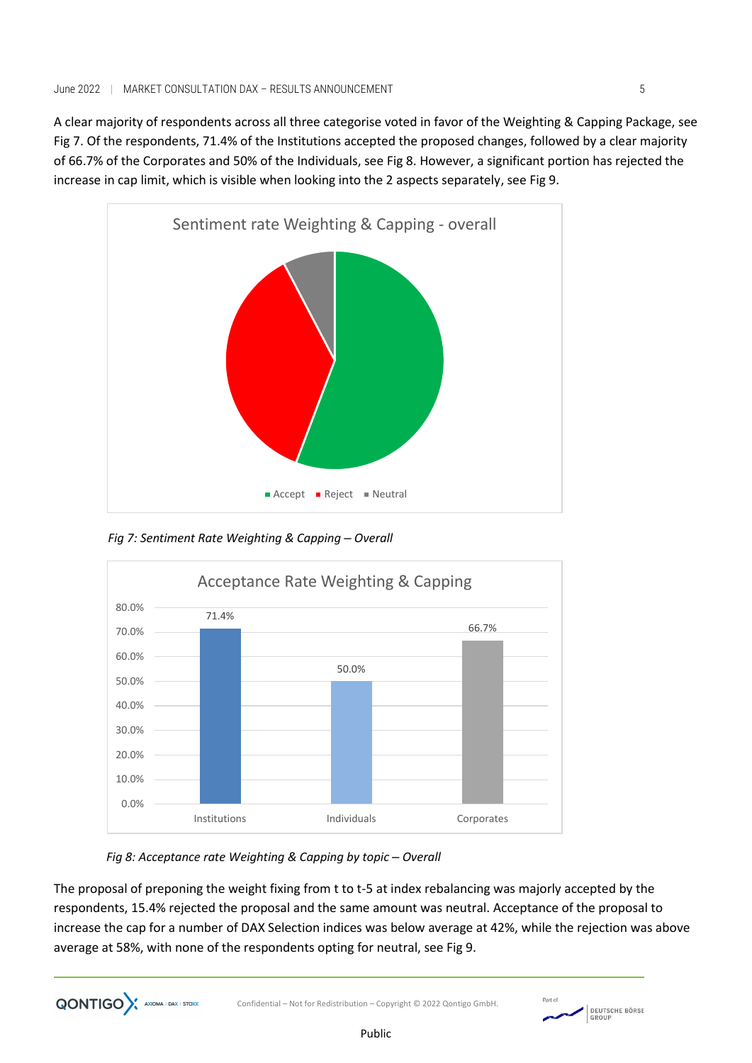A clear majority of respondents across all three categorise voted in favor of the Weighting & Capping Package, see Fig 7. Of the respondents, 71.4% of the Institutions accepted the proposed changes, followed by a clear majority of 66.7% of the Corporates and 50% of the Individuals, see Fig 8. However, a significant portion has rejected the increase in cap limit, which is visible when looking into the 2 aspects separately, see Fig 9.

*Fig 7: Sentiment Rate Weighting & Capping – Overall*

*Fig 8: Acceptance rate Weighting & Capping by topic – Overall*

The proposal of preponing the weight fixing from t to t-5 at index rebalancing was majorly accepted by the respondents, 15.4% rejected the proposal and the same amount was neutral. Acceptance of the proposal to increase the cap for a number of DAX Selection indices was below average at 42%, while the rejection was above average at 58%, with none of the respondents opting for neutral, see Fig 9.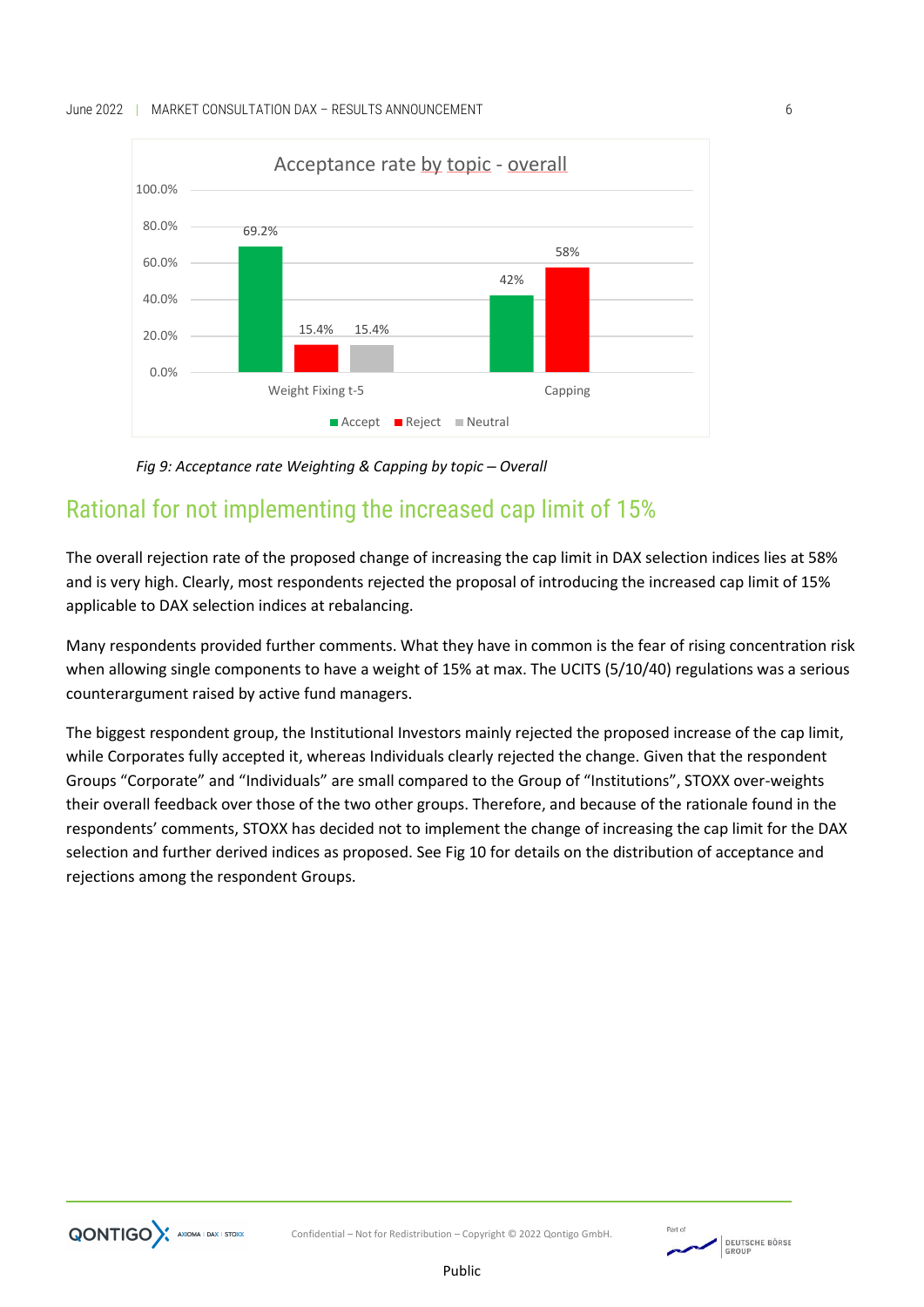| Acceptance rate by topic - overall | Accept | Reject | Neutral |
| --- | --- | --- | --- |
| Weight Fixing t-5 | 69.2% | 15.4% | 15.4% |
| Capping | 42% | 58% | |

*Fig 9: Acceptance rate Weighting & Capping by topic – Overall*

## Rational for not implementing the increased cap limit of 15%

The overall rejection rate of the proposed change of increasing the cap limit in DAX selection indices lies at 58% and is very high. Clearly, most respondents rejected the proposal of introducing the increased cap limit of 15% applicable to DAX selection indices at rebalancing.

Many respondents provided further comments. What they have in common is the fear of rising concentration risk when allowing single components to have a weight of 15% at max. The UCITS (5/10/40) regulations was a serious counterargument raised by active fund managers.

The biggest respondent group, the Institutional Investors mainly rejected the proposed increase of the cap limit, while Corporates fully accepted it, whereas Individuals clearly rejected the change. Given that the respondent Groups "Corporate" and "Individuals" are small compared to the Group of "Institutions", STOXX over-weights their overall feedback over those of the two other groups. Therefore, and because of the rationale found in the respondents' comments, STOXX has decided not to implement the change of increasing the cap limit for the DAX selection and further derived indices as proposed. See Fig 10 for details on the distribution of acceptance and rejections among the respondent Groups.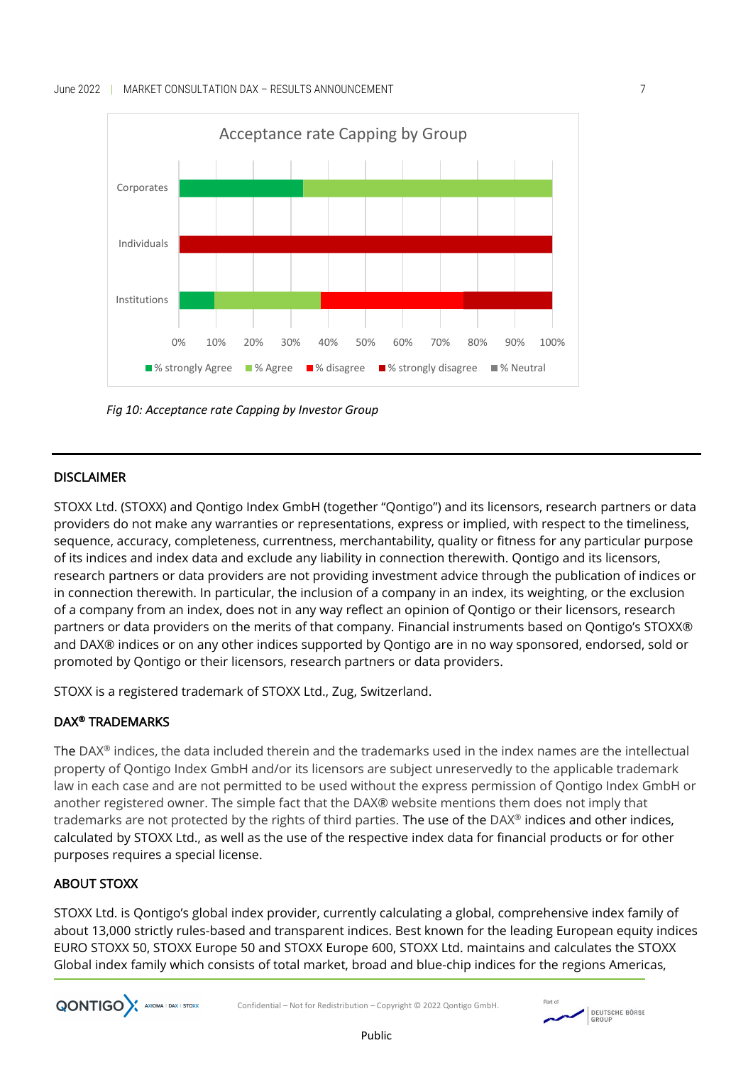Acceptance rate Capping by Group

| Group | % strongly Agree | % Agree | % disagree | % strongly disagree | % Neutral |
|---|---|---|---|---|---|
| Corporates | ~33% | ~67% | | | |
| Individuals | | | | 100% | |
| Institutions | ~10% | ~28% | ~38% | ~24% | |

*Fig 10: Acceptance rate Capping by Investor Group*

---

## DISCLAIMER

STOXX Ltd. (STOXX) and Qontigo Index GmbH (together "Qontigo") and its licensors, research partners or data providers do not make any warranties or representations, express or implied, with respect to the timeliness, sequence, accuracy, completeness, currentness, merchantability, quality or fitness for any particular purpose of its indices and index data and exclude any liability in connection therewith. Qontigo and its licensors, research partners or data providers are not providing investment advice through the publication of indices or in connection therewith. In particular, the inclusion of a company in an index, its weighting, or the exclusion of a company from an index, does not in any way reflect an opinion of Qontigo or their licensors, research partners or data providers on the merits of that company. Financial instruments based on Qontigo's STOXX® and DAX® indices or on any other indices supported by Qontigo are in no way sponsored, endorsed, sold or promoted by Qontigo or their licensors, research partners or data providers.

STOXX is a registered trademark of STOXX Ltd., Zug, Switzerland.

## DAX® TRADEMARKS

The DAX® indices, the data included therein and the trademarks used in the index names are the intellectual property of Qontigo Index GmbH and/or its licensors are subject unreservedly to the applicable trademark law in each case and are not permitted to be used without the express permission of Qontigo Index GmbH or another registered owner. The simple fact that the DAX® website mentions them does not imply that trademarks are not protected by the rights of third parties. The use of the DAX® indices and other indices, calculated by STOXX Ltd., as well as the use of the respective index data for financial products or for other purposes requires a special license.

## ABOUT STOXX

STOXX Ltd. is Qontigo's global index provider, currently calculating a global, comprehensive index family of about 13,000 strictly rules-based and transparent indices. Best known for the leading European equity indices EURO STOXX 50, STOXX Europe 50 and STOXX Europe 600, STOXX Ltd. maintains and calculates the STOXX Global index family which consists of total market, broad and blue-chip indices for the regions Americas,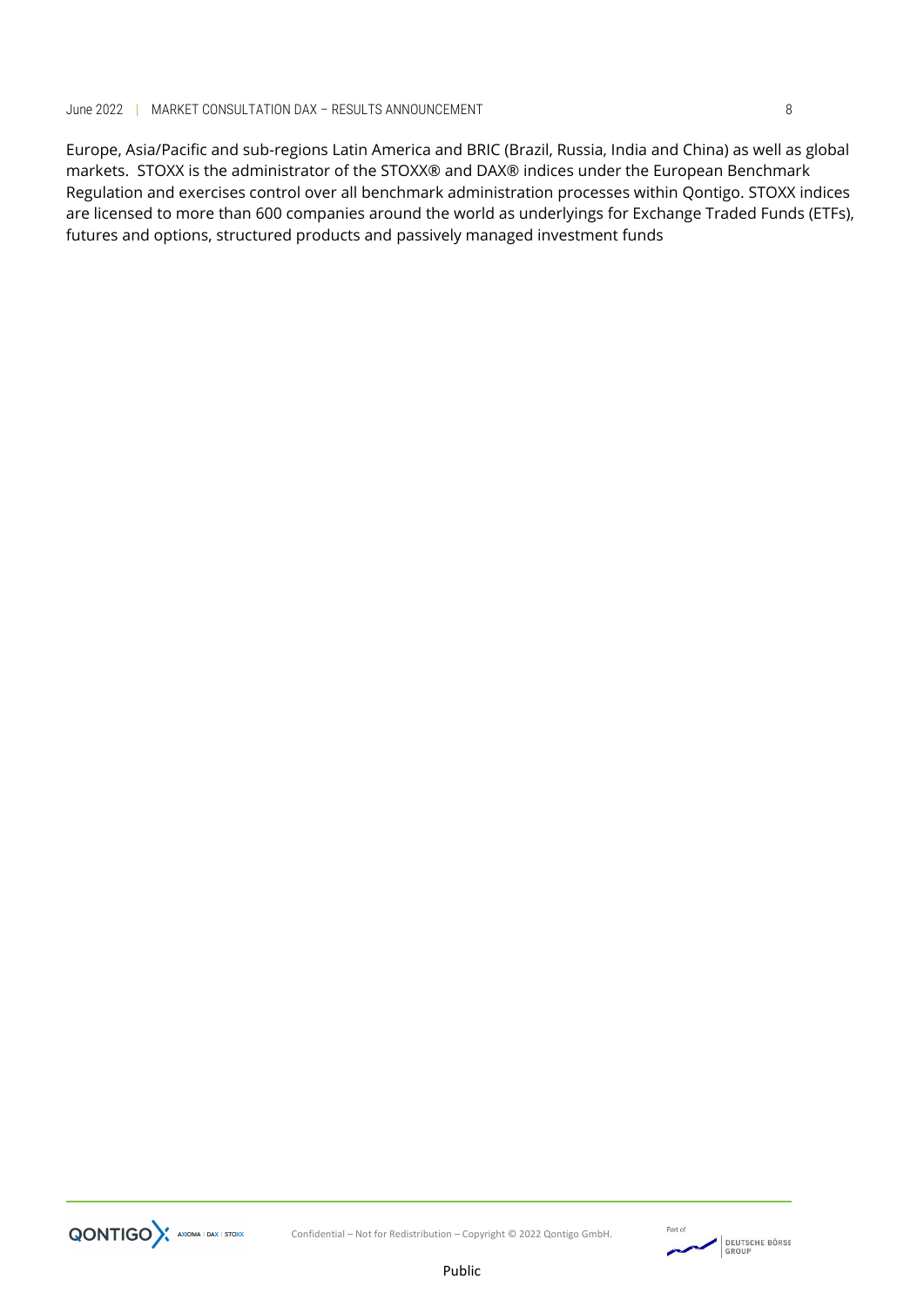Europe, Asia/Pacific and sub-regions Latin America and BRIC (Brazil, Russia, India and China) as well as global markets. STOXX is the administrator of the STOXX® and DAX® indices under the European Benchmark Regulation and exercises control over all benchmark administration processes within Qontigo. STOXX indices are licensed to more than 600 companies around the world as underlyings for Exchange Traded Funds (ETFs), futures and options, structured products and passively managed investment funds